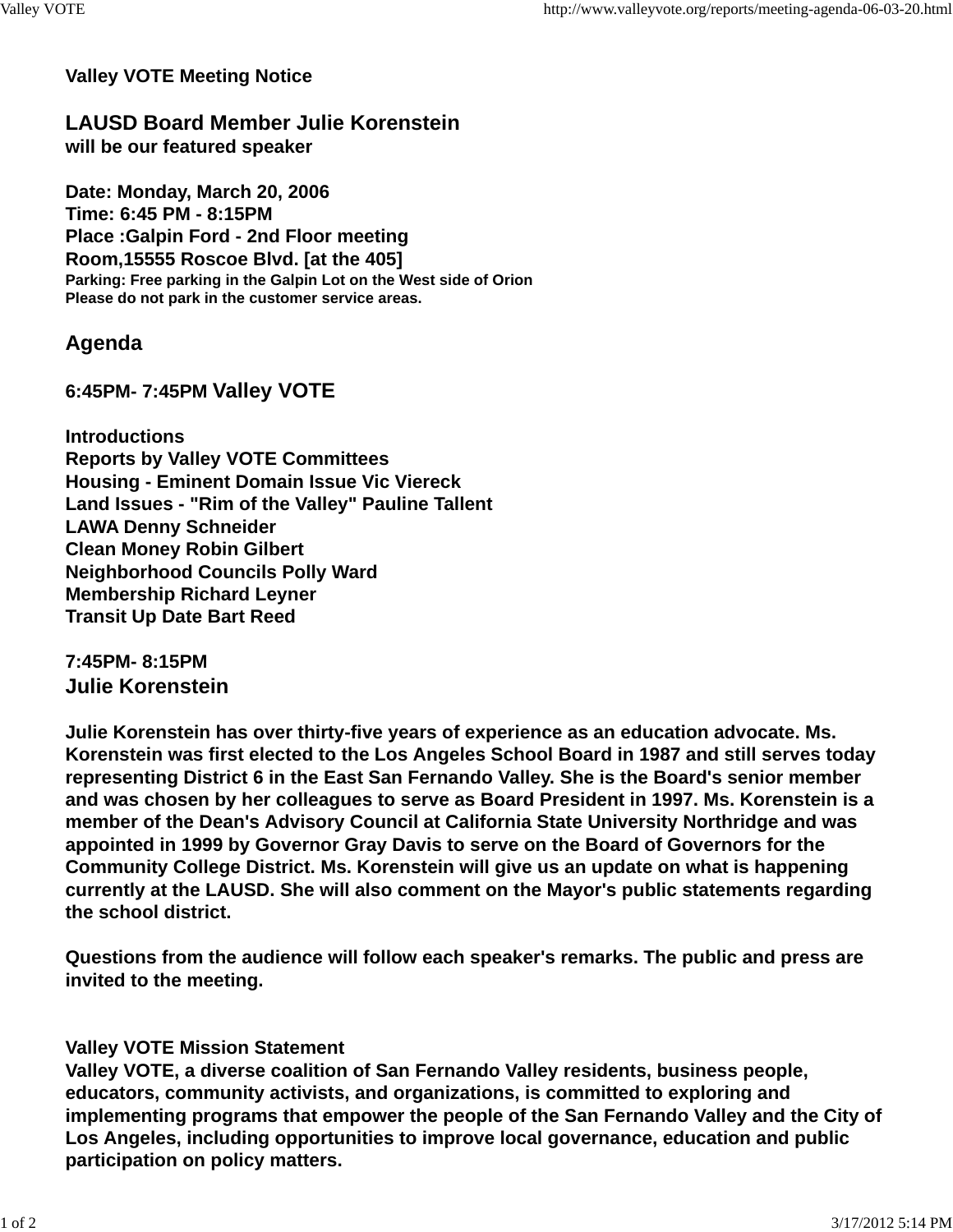**Valley VOTE Meeting Notice**

## LAUSD Board Member Julie Korenstein

**will be our featured speaker**

**Date: Monday, March 20, 2006**
**Time: 6:45 PM - 8:15PM**
**Place :Galpin Ford - 2nd Floor meeting Room,15555 Roscoe Blvd. [at the 405]**
**Parking: Free parking in the Galpin Lot on the West side of Orion**
**Please do not park in the customer service areas.**

## Agenda

### 6:45PM- 7:45PM Valley VOTE

**Introductions**
**Reports by Valley VOTE Committees**
**Housing - Eminent Domain Issue Vic Viereck**
**Land Issues - "Rim of the Valley" Pauline Tallent**
**LAWA Denny Schneider**
**Clean Money Robin Gilbert**
**Neighborhood Councils Polly Ward**
**Membership Richard Leyner**
**Transit Up Date Bart Reed**

### 7:45PM- 8:15PM
### Julie Korenstein

**Julie Korenstein has over thirty-five years of experience as an education advocate. Ms. Korenstein was first elected to the Los Angeles School Board in 1987 and still serves today representing District 6 in the East San Fernando Valley. She is the Board's senior member and was chosen by her colleagues to serve as Board President in 1997. Ms. Korenstein is a member of the Dean's Advisory Council at California State University Northridge and was appointed in 1999 by Governor Gray Davis to serve on the Board of Governors for the Community College District. Ms. Korenstein will give us an update on what is happening currently at the LAUSD. She will also comment on the Mayor's public statements regarding the school district.**

**Questions from the audience will follow each speaker's remarks. The public and press are invited to the meeting.**

**Valley VOTE Mission Statement**
**Valley VOTE, a diverse coalition of San Fernando Valley residents, business people, educators, community activists, and organizations, is committed to exploring and implementing programs that empower the people of the San Fernando Valley and the City of Los Angeles, including opportunities to improve local governance, education and public participation on policy matters.**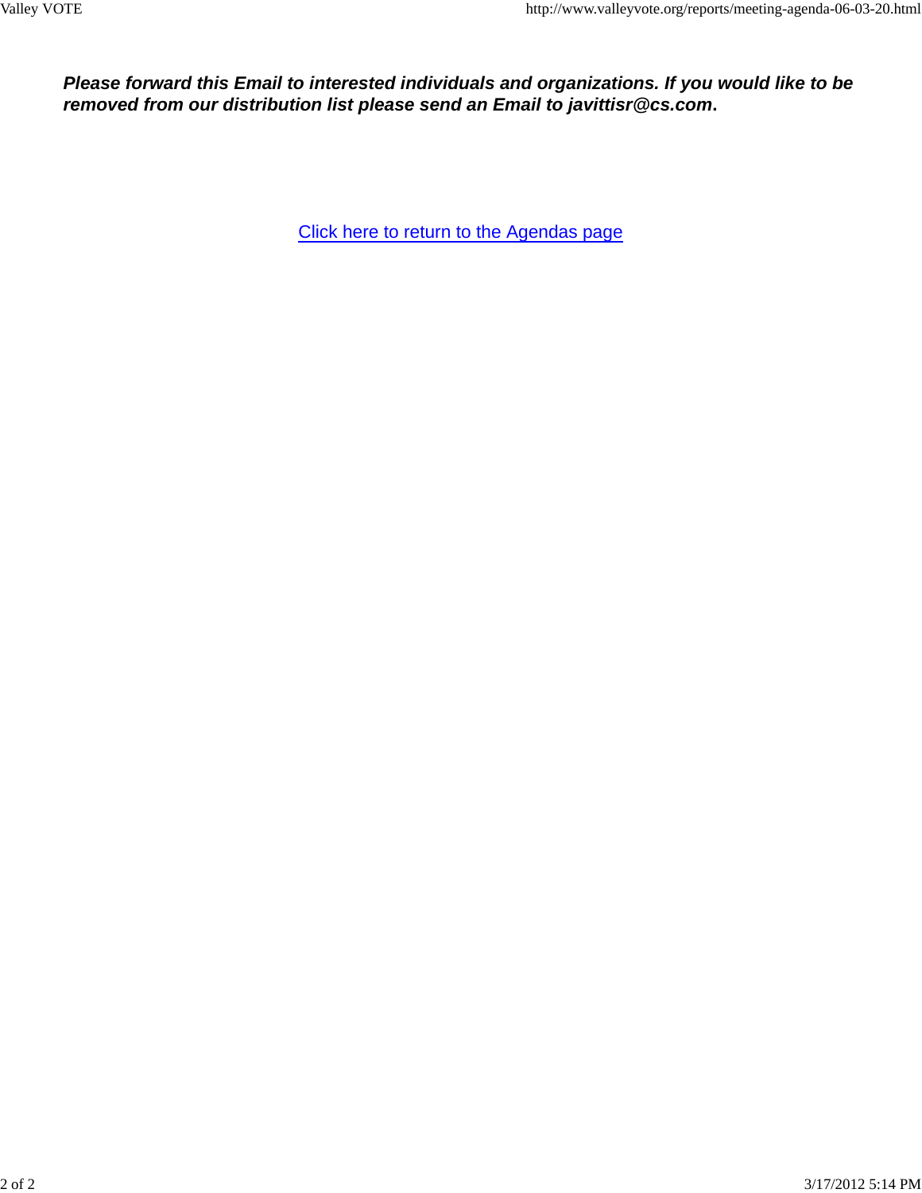***Please forward this Email to interested individuals and organizations. If you would like to be removed from our distribution list please send an Email to javittisr@cs.com*.**

Click here to return to the Agendas page